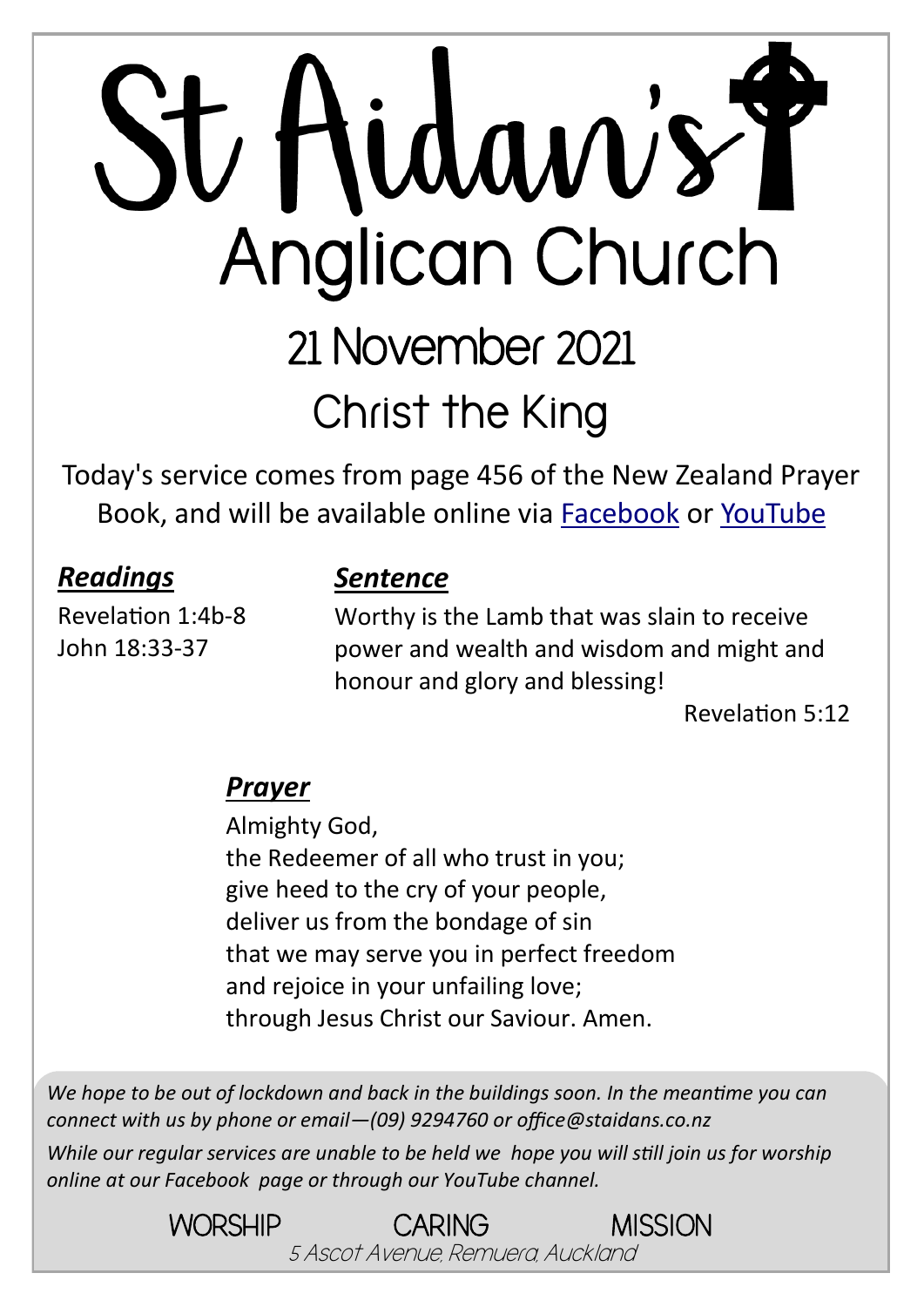# St Aidan's Anglican Church

## 21 November 2021

## Christ the King

Today's service comes from page 456 of the New Zealand Prayer Book, and will be available online via Facebook or YouTube

### *Readings*

Revelation 1:4b-8
John 18:33-37

### *Sentence*

Worthy is the Lamb that was slain to receive power and wealth and wisdom and might and honour and glory and blessing!

Revelation 5:12

### *Prayer*

Almighty God,
the Redeemer of all who trust in you;
give heed to the cry of your people,
deliver us from the bondage of sin
that we may serve you in perfect freedom
and rejoice in your unfailing love;
through Jesus Christ our Saviour. Amen.

*We hope to be out of lockdown and back in the buildings soon. In the meantime you can connect with us by phone or email—(09) 9294760 or office@staidans.co.nz*

*While our regular services are unable to be held we hope you will still join us for worship online at our Facebook page or through our YouTube channel.*

WORSHIP CARING MISSION

*5 Ascot Avenue, Remuera, Auckland*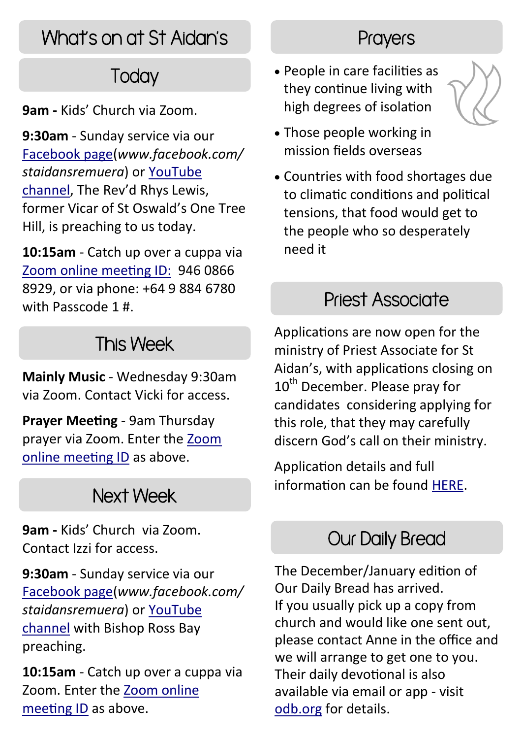# What's on at St Aidan's

## Today

**9am -** Kids' Church via Zoom.

**9:30am** - Sunday service via our Facebook page(*www.facebook.com/staidansremuera*) or YouTube channel, The Rev'd Rhys Lewis, former Vicar of St Oswald's One Tree Hill, is preaching to us today.

**10:15am** - Catch up over a cuppa via Zoom online meeting ID: 946 0866 8929, or via phone: +64 9 884 6780 with Passcode 1 #.

## This Week

**Mainly Music** - Wednesday 9:30am via Zoom. Contact Vicki for access.

**Prayer Meeting** - 9am Thursday prayer via Zoom. Enter the Zoom online meeting ID as above.

## Next Week

**9am -** Kids' Church via Zoom. Contact Izzi for access.

**9:30am** - Sunday service via our Facebook page(*www.facebook.com/staidansremuera*) or YouTube channel with Bishop Ross Bay preaching.

**10:15am** - Catch up over a cuppa via Zoom. Enter the Zoom online meeting ID as above.

## Prayers

- People in care facilities as they continue living with high degrees of isolation
- Those people working in mission fields overseas
- Countries with food shortages due to climatic conditions and political tensions, that food would get to the people who so desperately need it

## Priest Associate

Applications are now open for the ministry of Priest Associate for St Aidan's, with applications closing on 10th December. Please pray for candidates considering applying for this role, that they may carefully discern God's call on their ministry.

Application details and full information can be found HERE.

## Our Daily Bread

The December/January edition of Our Daily Bread has arrived. If you usually pick up a copy from church and would like one sent out, please contact Anne in the office and we will arrange to get one to you. Their daily devotional is also available via email or app - visit odb.org for details.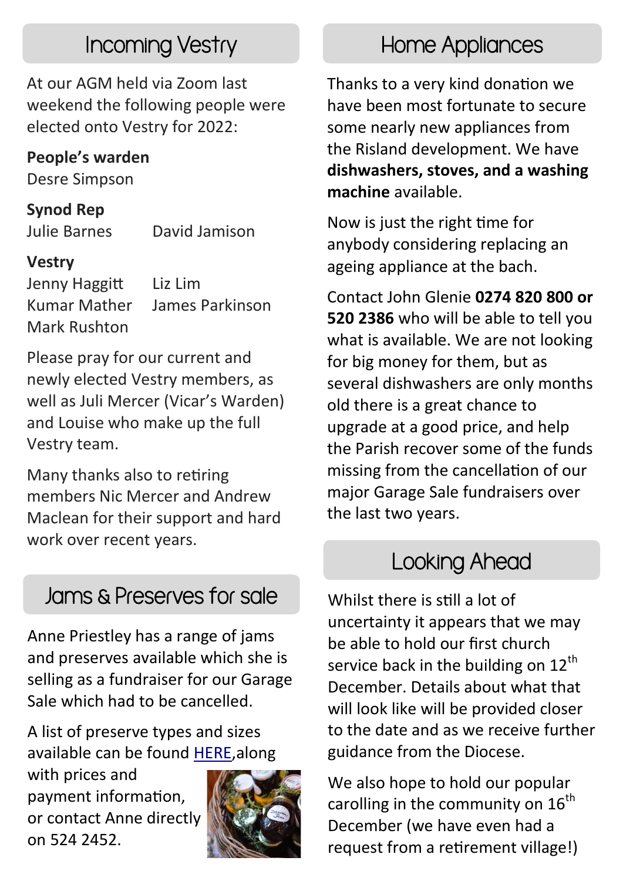## Incoming Vestry

At our AGM held via Zoom last weekend the following people were elected onto Vestry for 2022:

**People's warden**
Desre Simpson

**Synod Rep**
Julie Barnes David Jamison

**Vestry**
Jenny Haggitt Liz Lim
Kumar Mather James Parkinson
Mark Rushton

Please pray for our current and newly elected Vestry members, as well as Juli Mercer (Vicar's Warden) and Louise who make up the full Vestry team.

Many thanks also to retiring members Nic Mercer and Andrew Maclean for their support and hard work over recent years.

## Jams & Preserves for sale

Anne Priestley has a range of jams and preserves available which she is selling as a fundraiser for our Garage Sale which had to be cancelled.

A list of preserve types and sizes available can be found HERE,along with prices and payment information, or contact Anne directly on 524 2452.

## Home Appliances

Thanks to a very kind donation we have been most fortunate to secure some nearly new appliances from the Risland development. We have **dishwashers, stoves, and a washing machine** available.

Now is just the right time for anybody considering replacing an ageing appliance at the bach.

Contact John Glenie **0274 820 800 or 520 2386** who will be able to tell you what is available. We are not looking for big money for them, but as several dishwashers are only months old there is a great chance to upgrade at a good price, and help the Parish recover some of the funds missing from the cancellation of our major Garage Sale fundraisers over the last two years.

## Looking Ahead

Whilst there is still a lot of uncertainty it appears that we may be able to hold our first church service back in the building on 12th December. Details about what that will look like will be provided closer to the date and as we receive further guidance from the Diocese.

We also hope to hold our popular carolling in the community on 16th December (we have even had a request from a retirement village!)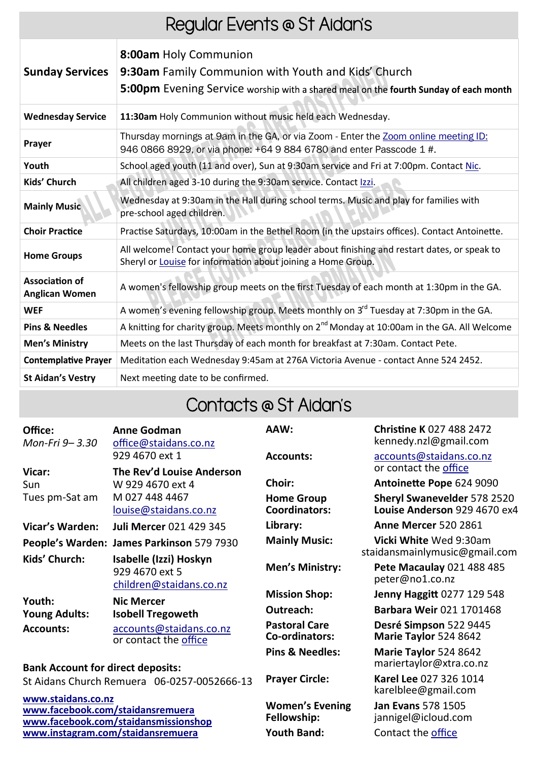# Regular Events @ St Aidan's

ALL REGULAR MEETINGS ARE POSTPONED UNTIL FURTHER NOTICE. PLEASE CONTACT GROUP LEADERS FOR MORE INFORMATION

| | |
|---|---|
| **Sunday Services** | **8:00am** Holy Communion<br>**9:30am** Family Communion with Youth and Kids' Church<br>**5:00pm** Evening Service worship with a shared meal on the **fourth Sunday of each month** |
| **Wednesday Service** | **11:30am** Holy Communion without music held each Wednesday. |
| **Prayer** | Thursday mornings at 9am in the GA, or via Zoom - Enter the Zoom online meeting ID: 946 0866 8929, or via phone: +64 9 884 6780 and enter Passcode 1 #. |
| **Youth** | School aged youth (11 and over), Sun at 9:30am service and Fri at 7:00pm. Contact Nic. |
| **Kids' Church** | All children aged 3-10 during the 9:30am service. Contact Izzi. |
| **Mainly Music** | Wednesday at 9:30am in the Hall during school terms. Music and play for families with pre-school aged children. |
| **Choir Practice** | Practise Saturdays, 10:00am in the Bethel Room (in the upstairs offices). Contact Antoinette. |
| **Home Groups** | All welcome! Contact your home group leader about finishing and restart dates, or speak to Sheryl or Louise for information about joining a Home Group. |
| **Association of Anglican Women** | A women's fellowship group meets on the first Tuesday of each month at 1:30pm in the GA. |
| **WEF** | A women's evening fellowship group. Meets monthly on 3rd Tuesday at 7:30pm in the GA. |
| **Pins & Needles** | A knitting for charity group. Meets monthly on 2nd Monday at 10:00am in the GA. All Welcome |
| **Men's Ministry** | Meets on the last Thursday of each month for breakfast at 7:30am. Contact Pete. |
| **Contemplative Prayer** | Meditation each Wednesday 9:45am at 276A Victoria Avenue - contact Anne 524 2452. |
| **St Aidan's Vestry** | Next meeting date to be confirmed. |

# Contacts @ St Aidan's

| | |
|---|---|
| **Office:**<br>*Mon-Fri 9– 3.30* | **Anne Godman**<br>office@staidans.co.nz<br>929 4670 ext 1 |
| **Vicar:**<br>Sun<br>Tues pm-Sat am | **The Rev'd Louise Anderson**<br>W 929 4670 ext 4<br>M 027 448 4467<br>louise@staidans.co.nz |
| **Vicar's Warden:** | **Juli Mercer** 021 429 345 |
| **People's Warden:** | **James Parkinson** 579 7930 |
| **Kids' Church:** | **Isabelle (Izzi) Hoskyn**<br>929 4670 ext 5<br>children@staidans.co.nz |
| **Youth:** | **Nic Mercer** |
| **Young Adults:** | **Isobell Tregoweth** |
| **Accounts:** | accounts@staidans.co.nz<br>or contact the office |

**Bank Account for direct deposits:**
St Aidans Church Remuera 06-0257-0052666-13

**www.staidans.co.nz**
**www.facebook.com/staidansremuera**
**www.facebook.com/staidansmissionshop**
**www.instagram.com/staidansremuera**

| | |
|---|---|
| **AAW:** | **Christine K** 027 488 2472<br>kennedy.nzl@gmail.com |
| **Accounts:** | accounts@staidans.co.nz<br>or contact the office |
| **Choir:** | **Antoinette Pope** 624 9090 |
| **Home Group Coordinators:** | **Sheryl Swanevelder** 578 2520<br>**Louise Anderson** 929 4670 ex4 |
| **Library:** | **Anne Mercer** 520 2861 |
| **Mainly Music:** | **Vicki White** Wed 9:30am<br>staidansmainlymusic@gmail.com |
| **Men's Ministry:** | **Pete Macaulay** 021 488 485<br>peter@no1.co.nz |
| **Mission Shop:** | **Jenny Haggitt** 0277 129 548 |
| **Outreach:** | **Barbara Weir** 021 1701468 |
| **Pastoral Care Co-ordinators:** | **Desré Simpson** 522 9445<br>**Marie Taylor** 524 8642 |
| **Pins & Needles:** | **Marie Taylor** 524 8642<br>mariertaylor@xtra.co.nz |
| **Prayer Circle:** | **Karel Lee** 027 326 1014<br>karelblee@gmail.com |
| **Women's Evening Fellowship:** | **Jan Evans** 578 1505<br>jannigel@icloud.com |
| **Youth Band:** | Contact the office |